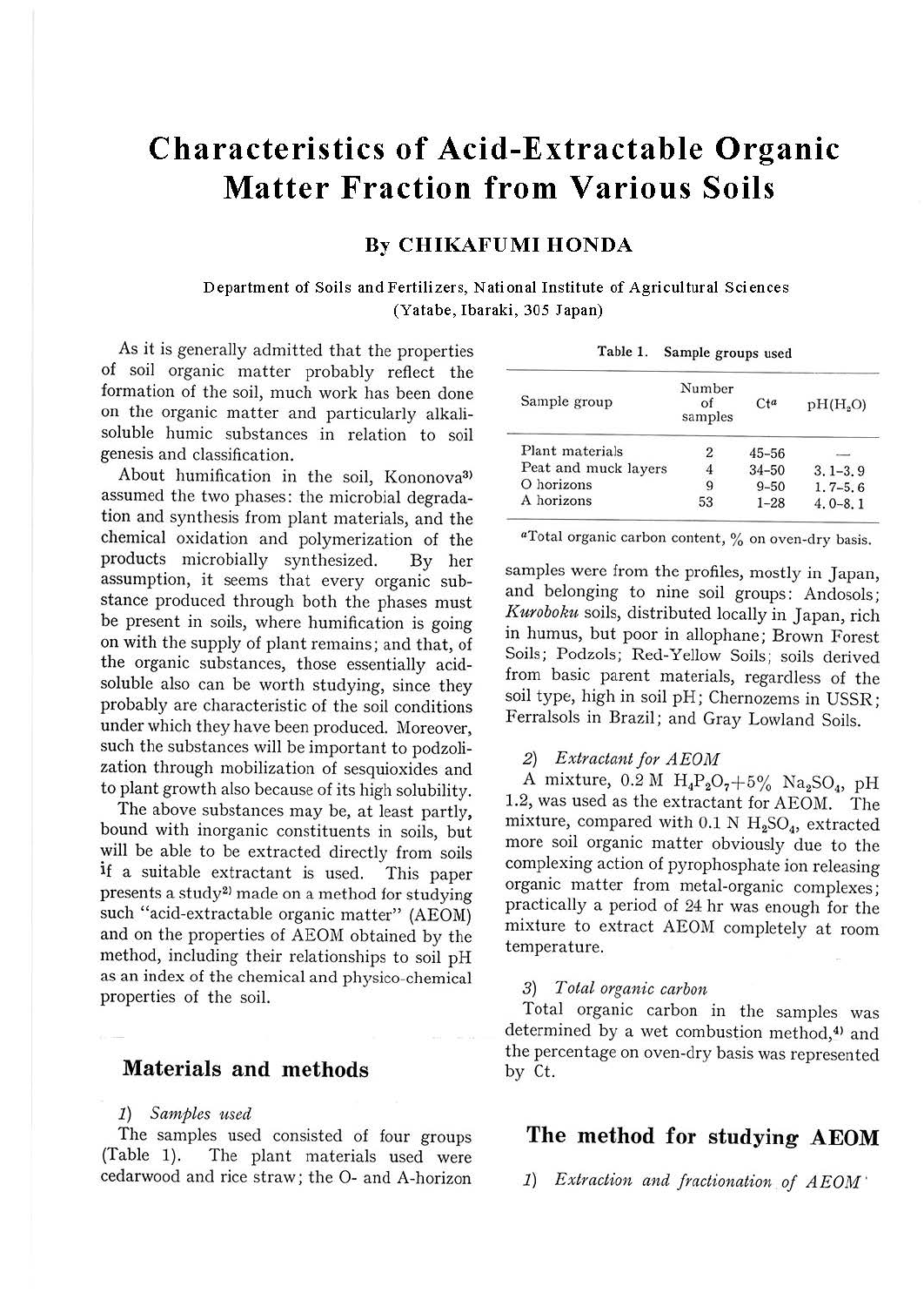# Characteristics of Acid-Extractable Organic Matter Fraction from Various Soils

## By CHIKAFUMI HONDA

Department of Soils and Fertilizers, National Institute of Agricultural Sciences (Yatabe, Ibaraki, 305 Japan)

As it is generally admitted that the properties of soil organic matter probably reflect the formation of the soil, much work has been done on the organic matter and particularly alkali-soluble humic substances in relation to soil genesis and classification.

About humification in the soil, Kononova[3] assumed the two phases: the microbial degradation and synthesis from plant materials, and the chemical oxidation and polymerization of the products microbially synthesized. By her assumption, it seems that every organic substance produced through both the phases must be present in soils, where humification is going on with the supply of plant remains; and that, of the organic substances, those essentially acid-soluble also can be worth studying, since they probably are characteristic of the soil conditions under which they have been produced. Moreover, such the substances will be important to podzolization through mobilization of sesquioxides and to plant growth also because of its high solubility.

The above substances may be, at least partly, bound with inorganic constituents in soils, but will be able to be extracted directly from soils if a suitable extractant is used. This paper presents a study[2] made on a method for studying such "acid-extractable organic matter" (AEOM) and on the properties of AEOM obtained by the method, including their relationships to soil pH as an index of the chemical and physico-chemical properties of the soil.

## Materials and methods

*1) Samples used*

The samples used consisted of four groups (Table 1). The plant materials used were cedarwood and rice straw; the O- and A-horizon samples were from the profiles, mostly in Japan, and belonging to nine soil groups: Andosols; *Kuroboku* soils, distributed locally in Japan, rich in humus, but poor in allophane; Brown Forest Soils; Podzols; Red-Yellow Soils; soils derived from basic parent materials, regardless of the soil type, high in soil pH; Chernozems in USSR; Ferralsols in Brazil; and Gray Lowland Soils.

Table 1. Sample groups used

| Sample group | Number of samples | Ct[a] | pH($H_2O$) |
|---|---|---|---|
| Plant materials | 2 | 45–56 | — |
| Peat and muck layers | 4 | 34–50 | 3.1–3.9 |
| O horizons | 9 | 9–50 | 1.7–5.6 |
| A horizons | 53 | 1–28 | 4.0–8.1 |

[a]Total organic carbon content, % on oven-dry basis.

*2) Extractant for AEOM*

A mixture, 0.2 M $H_4P_2O_7$+5% $Na_2SO_4$, pH 1.2, was used as the extractant for AEOM. The mixture, compared with 0.1 N $H_2SO_4$, extracted more soil organic matter obviously due to the complexing action of pyrophosphate ion releasing organic matter from metal-organic complexes; practically a period of 24 hr was enough for the mixture to extract AEOM completely at room temperature.

*3) Total organic carbon*

Total organic carbon in the samples was determined by a wet combustion method,[4] and the percentage on oven-dry basis was represented by Ct.

## The method for studying AEOM

*1) Extraction and fractionation of AEOM*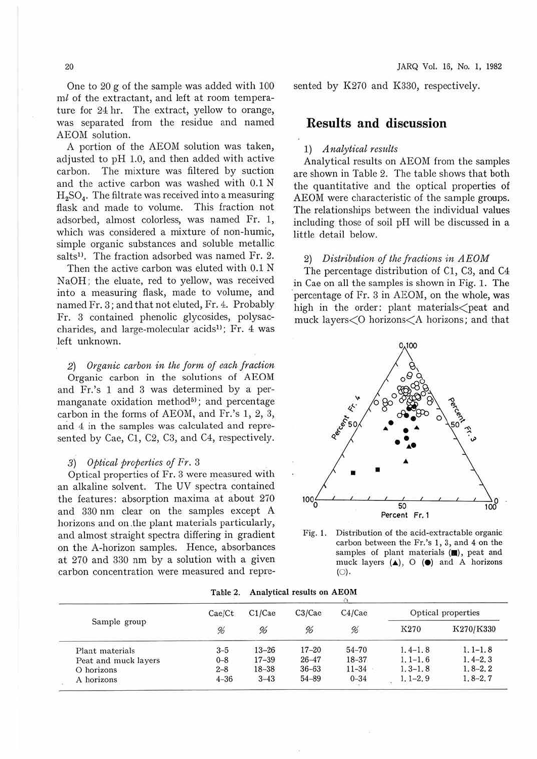One to 20 g of the sample was added with 100 ml of the extractant, and left at room temperature for 24 hr. The extract, yellow to orange, was separated from the residue and named AEOM solution.

A portion of the AEOM solution was taken, adjusted to pH 1.0, and then added with active carbon. The mixture was filtered by suction and the active carbon was washed with 0.1 N $H_2SO_4$. The filtrate was received into a measuring flask and made to volume. This fraction not adsorbed, almost colorless, was named Fr. 1, which was considered a mixture of non-humic, simple organic substances and soluble metallic salts[1]. The fraction adsorbed was named Fr. 2.

Then the active carbon was eluted with 0.1 N NaOH; the eluate, red to yellow, was received into a measuring flask, made to volume, and named Fr. 3; and that not eluted, Fr. 4. Probably Fr. 3 contained phenolic glycosides, polysaccharides, and large-molecular acids[1]; Fr. 4 was left unknown.

2) *Organic carbon in the form of each fraction*

Organic carbon in the solutions of AEOM and Fr.'s 1 and 3 was determined by a permanganate oxidation method[5]; and percentage carbon in the forms of AEOM, and Fr.'s 1, 2, 3, and 4 in the samples was calculated and represented by Cae, C1, C2, C3, and C4, respectively.

3) *Optical properties of Fr. 3*

Optical properties of Fr. 3 were measured with an alkaline solvent. The UV spectra contained the features: absorption maxima at about 270 and 330 nm clear on the samples except A horizons and on the plant materials particularly, and almost straight spectra differing in gradient on the A-horizon samples. Hence, absorbances at 270 and 330 nm by a solution with a given carbon concentration were measured and represented by K270 and K330, respectively.

## Results and discussion

1) *Analytical results*

Analytical results on AEOM from the samples are shown in Table 2. The table shows that both the quantitative and the optical properties of AEOM were characteristic of the sample groups. The relationships between the individual values including those of soil pH will be discussed in a little detail below.

2) *Distribution of the fractions in AEOM*

The percentage distribution of C1, C3, and C4 in Cae on all the samples is shown in Fig. 1. The percentage of Fr. 3 in AEOM, on the whole, was high in the order: plant materials<peat and muck layers<O horizons<A horizons; and that

Fig. 1. Distribution of the acid-extractable organic carbon between the Fr.'s 1, 3, and 4 on the samples of plant materials (■), peat and muck layers (▲), O (●) and A horizons (○).

Table 2. Analytical results on AEOM

| Sample group | Cae/Ct | C1/Cae | C3/Cae | C4/Cae | Optical properties | |
|---|---|---|---|---|---|---|
| | % | % | % | % | K270 | K270/K330 |
| Plant materials | 3–5 | 13–26 | 17–20 | 54–70 | 1.4–1.8 | 1.1–1.8 |
| Peat and muck layers | 0–8 | 17–39 | 26–47 | 18–37 | 1.1–1.6 | 1.4–2.3 |
| O horizons | 2–8 | 18–38 | 36–63 | 11–34 | 1.3–1.8 | 1.8–2.2 |
| A horizons | 4–36 | 3–43 | 54–89 | 0–34 | 1.1–2.9 | 1.8–2.7 |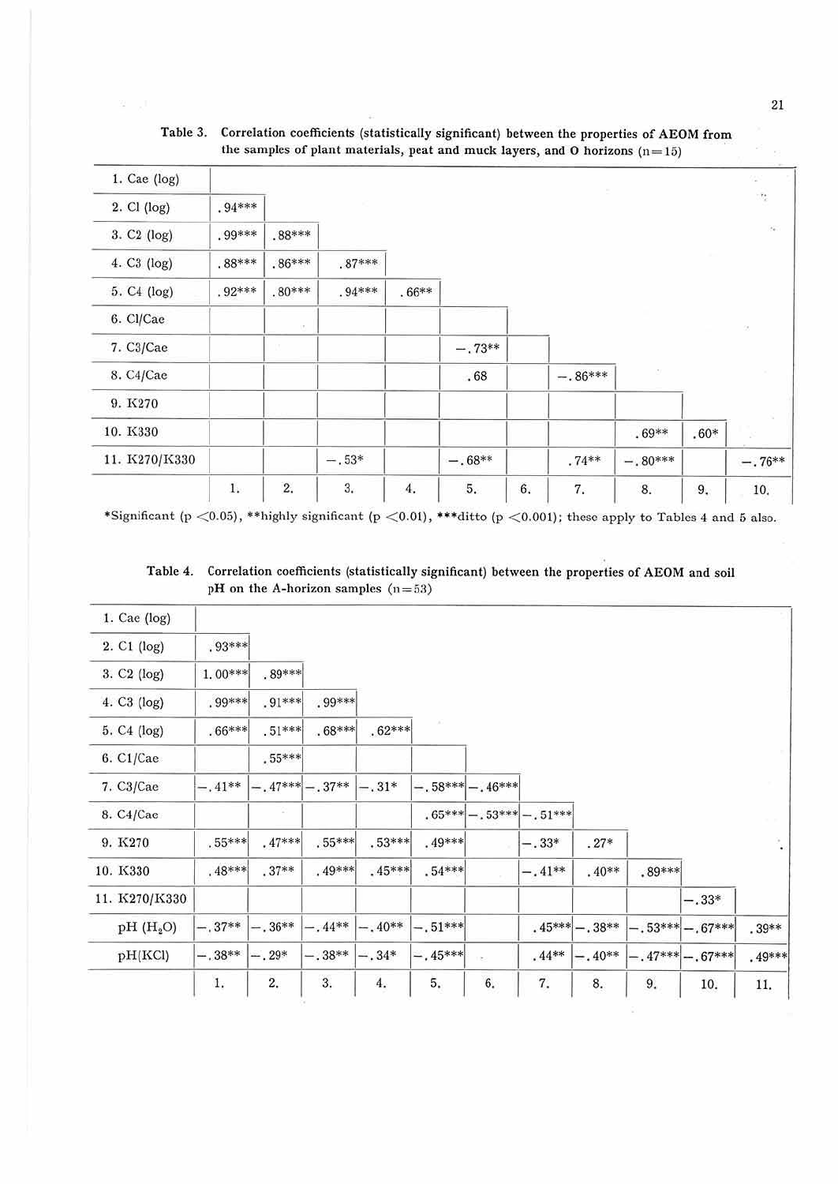**Table 3. Correlation coefficients (statistically significant) between the properties of AEOM from the samples of plant materials, peat and muck layers, and O horizons (n=15)**

| | 1. | 2. | 3. | 4. | 5. | 6. | 7. | 8. | 9. | 10. |
|---|---|---|---|---|---|---|---|---|---|---|
| 1. Cae (log) | | | | | | | | | | |
| 2. C1 (log) | .94*** | | | | | | | | | |
| 3. C2 (log) | .99*** | .88*** | | | | | | | | |
| 4. C3 (log) | .88*** | .86*** | .87*** | | | | | | | |
| 5. C4 (log) | .92*** | .80*** | .94*** | .66** | | | | | | |
| 6. C1/Cae | | | | | | | | | | |
| 7. C3/Cae | | | | | −.73** | | | | | |
| 8. C4/Cae | | | | | .68 | | −.86*** | | | |
| 9. K270 | | | | | | | | | | |
| 10. K330 | | | | | | | | .69** | .60* | |
| 11. K270/K330 | | | −.53* | | −.68** | | .74** | −.80*** | | −.76** |

*Significant ($p < 0.05$), **highly significant ($p < 0.01$), ***ditto ($p < 0.001$); these apply to Tables 4 and 5 also.

**Table 4. Correlation coefficients (statistically significant) between the properties of AEOM and soil pH on the A-horizon samples (n=53)**

| | 1. | 2. | 3. | 4. | 5. | 6. | 7. | 8. | 9. | 10. | 11. |
|---|---|---|---|---|---|---|---|---|---|---|---|
| 1. Cae (log) | | | | | | | | | | | |
| 2. C1 (log) | .93*** | | | | | | | | | | |
| 3. C2 (log) | 1.00*** | .89*** | | | | | | | | | |
| 4. C3 (log) | .99*** | .91*** | .99*** | | | | | | | | |
| 5. C4 (log) | .66*** | .51*** | .68*** | .62*** | | | | | | | |
| 6. C1/Cae | | .55*** | | | | | | | | | |
| 7. C3/Cae | −.41** | −.47*** | −.37** | −.31* | −.58*** | −.46*** | | | | | |
| 8. C4/Cae | | | | | .65*** | −.53*** | −.51*** | | | | |
| 9. K270 | .55*** | .47*** | .55*** | .53*** | .49*** | | −.33* | .27* | | | |
| 10. K330 | .48*** | .37** | .49*** | .45*** | .54*** | | −.41** | .40** | .89*** | | |
| 11. K270/K330 | | | | | | | | | | −.33* | |
| pH ($H_2O$) | −.37** | −.36** | −.44** | −.40** | −.51*** | | .45*** | −.38** | −.53*** | −.67*** | .39** |
| pH(KCl) | −.38** | −.29* | −.38** | −.34* | −.45*** | | .44** | −.40** | −.47*** | −.67*** | .49*** |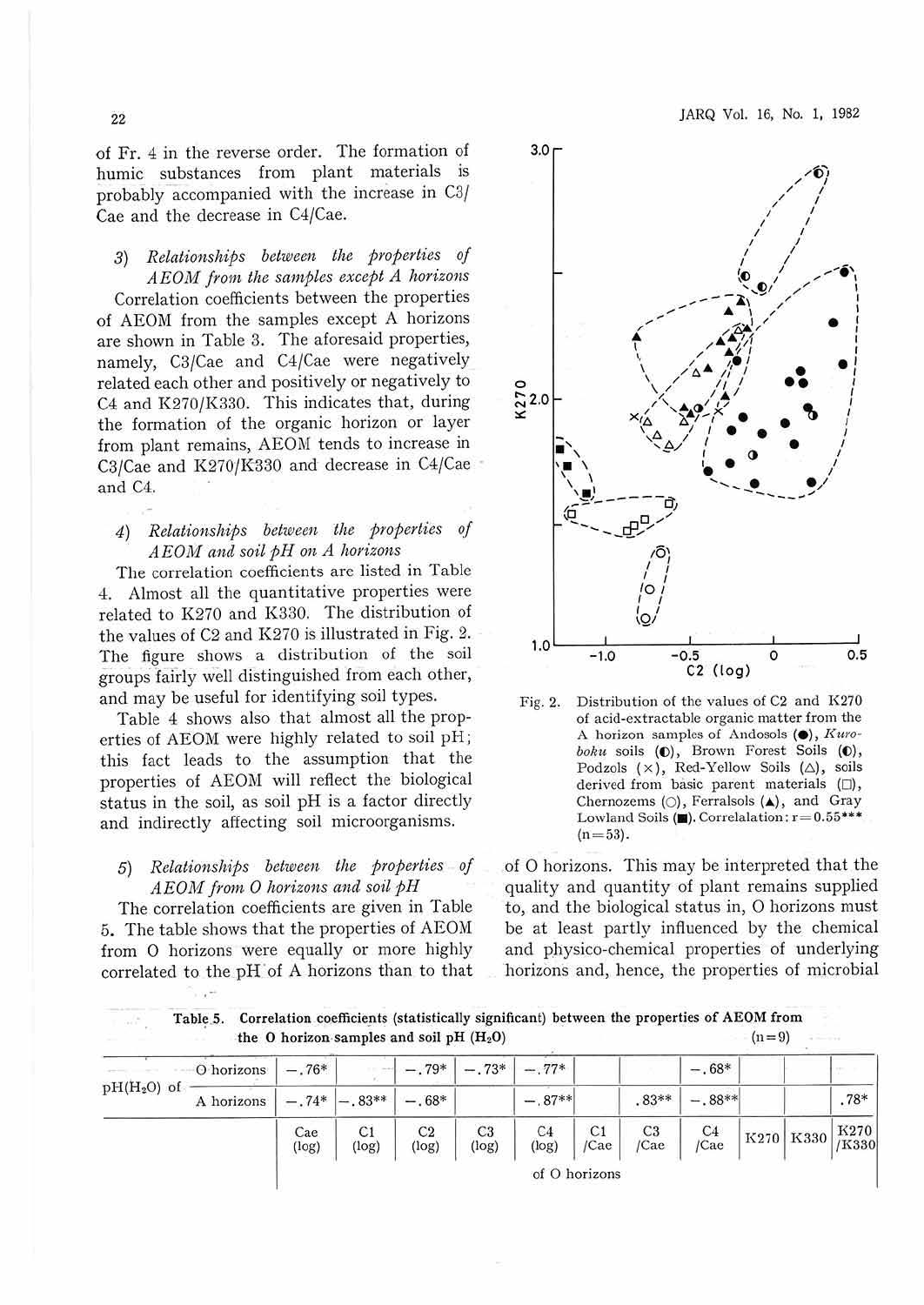of Fr. 4 in the reverse order. The formation of humic substances from plant materials is probably accompanied with the increase in C3/Cae and the decrease in C4/Cae.

### 3) *Relationships between the properties of AEOM from the samples except A horizons*

Correlation coefficients between the properties of AEOM from the samples except A horizons are shown in Table 3. The aforesaid properties, namely, C3/Cae and C4/Cae were negatively related each other and positively or negatively to C4 and K270/K330. This indicates that, during the formation of the organic horizon or layer from plant remains, AEOM tends to increase in C3/Cae and K270/K330 and decrease in C4/Cae and C4.

### 4) *Relationships between the properties of AEOM and soil pH on A horizons*

The correlation coefficients are listed in Table 4. Almost all the quantitative properties were related to K270 and K330. The distribution of the values of C2 and K270 is illustrated in Fig. 2. The figure shows a distribution of the soil groups fairly well distinguished from each other, and may be useful for identifying soil types.

Table 4 shows also that almost all the properties of AEOM were highly related to soil pH; this fact leads to the assumption that the properties of AEOM will reflect the biological status in the soil, as soil pH is a factor directly and indirectly affecting soil microorganisms.

### 5) *Relationships between the properties of AEOM from O horizons and soil pH*

The correlation coefficients are given in Table 5. The table shows that the properties of AEOM from O horizons were equally or more highly correlated to the pH of A horizons than to that of O horizons. This may be interpreted that the quality and quantity of plant remains supplied to, and the biological status in, O horizons must be at least partly influenced by the chemical and physico-chemical properties of underlying horizons and, hence, the properties of microbial

Fig. 2. Distribution of the values of C2 and K270 of acid-extractable organic matter from the A horizon samples of Andosols (●), *Kuroboku* soils (◐), Brown Forest Soils (◐), Podzols (×), Red-Yellow Soils (△), soils derived from basic parent materials (□), Chernozems (○), Ferralsols (▲), and Gray Lowland Soils (■). Correlalation: $r=0.55^{***}$ ($n=53$).

**Table 5. Correlation coefficients (statistically significant) between the properties of AEOM from the O horizon samples and soil pH ($H_2O$)** ($n=9$)

| pH($H_2O$) of | Cae (log) | C1 (log) | C2 (log) | C3 (log) | C4 (log) | C1/Cae | C3/Cae | C4/Cae | K270 | K330 | K270/K330 |
|---|---|---|---|---|---|---|---|---|---|---|---|
| O horizons | −.76* | | −.79* | −.73* | −.77* | | | −.68* | | | |
| A horizons | −.74* | −.83** | −.68* | | −.87** | | .83** | −.88** | | | .78* |
| | of O horizons | | | | | | | | | | |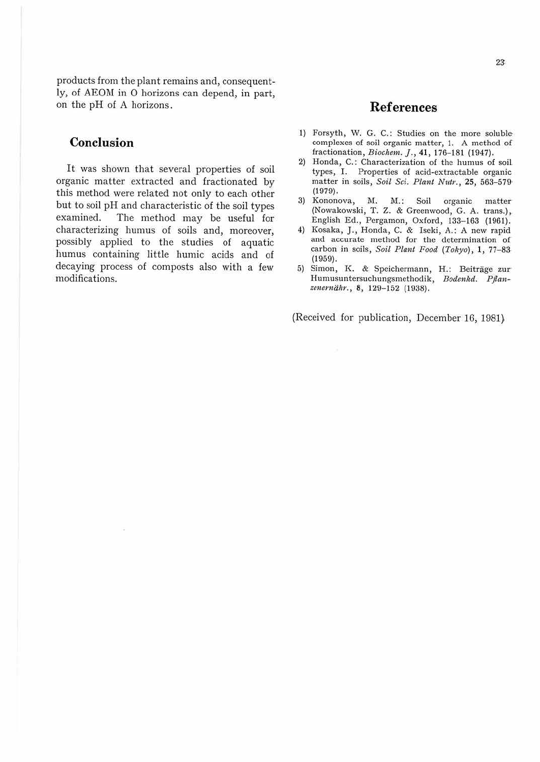products from the plant remains and, consequently, of AEOM in O horizons can depend, in part, on the pH of A horizons.

## Conclusion

It was shown that several properties of soil organic matter extracted and fractionated by this method were related not only to each other but to soil pH and characteristic of the soil types examined. The method may be useful for characterizing humus of soils and, moreover, possibly applied to the studies of aquatic humus containing little humic acids and of decaying process of composts also with a few modifications.

## References

1) Forsyth, W. G. C.: Studies on the more soluble complexes of soil organic matter, 1. A method of fractionation, *Biochem. J.*, **41**, 176–181 (1947).
2) Honda, C.: Characterization of the humus of soil types, I. Properties of acid-extractable organic matter in soils, *Soil Sci. Plant Nutr.*, **25**, 563–579 (1979).
3) Kononova, M. M.: Soil organic matter (Nowakowski, T. Z. & Greenwood, G. A. trans.), English Ed., Pergamon, Oxford, 133–163 (1961).
4) Kosaka, J., Honda, C. & Iseki, A.: A new rapid and accurate method for the determination of carbon in soils, *Soil Plant Food (Tokyo)*, **1**, 77–83 (1959).
5) Simon, K. & Speichermann, H.: Beiträge zur Humusuntersuchungsmethodik, *Bodenkd. Pflanzenernähr.*, **8**, 129–152 (1938).

(Received for publication, December 16, 1981)